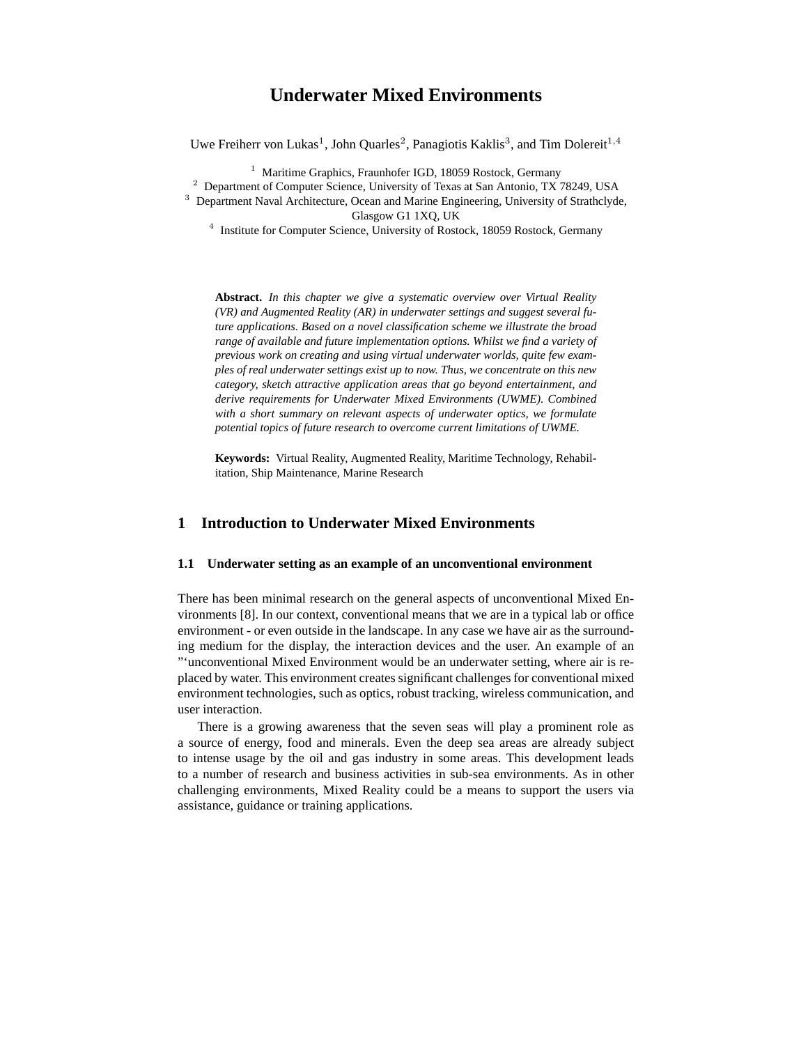# Underwater Mixed Environments

Uwe Freiherr von Lukas[1], John Quarles[2], Panagiotis Kaklis[3], and Tim Dolereit[1,4]

[1] Maritime Graphics, Fraunhofer IGD, 18059 Rostock, Germany
[2] Department of Computer Science, University of Texas at San Antonio, TX 78249, USA
[3] Department Naval Architecture, Ocean and Marine Engineering, University of Strathclyde, Glasgow G1 1XQ, UK
[4] Institute for Computer Science, University of Rostock, 18059 Rostock, Germany

**Abstract.** *In this chapter we give a systematic overview over Virtual Reality (VR) and Augmented Reality (AR) in underwater settings and suggest several future applications. Based on a novel classification scheme we illustrate the broad range of available and future implementation options. Whilst we find a variety of previous work on creating and using virtual underwater worlds, quite few examples of real underwater settings exist up to now. Thus, we concentrate on this new category, sketch attractive application areas that go beyond entertainment, and derive requirements for Underwater Mixed Environments (UWME). Combined with a short summary on relevant aspects of underwater optics, we formulate potential topics of future research to overcome current limitations of UWME.*

**Keywords:** Virtual Reality, Augmented Reality, Maritime Technology, Rehabilitation, Ship Maintenance, Marine Research

## 1 Introduction to Underwater Mixed Environments

### 1.1 Underwater setting as an example of an unconventional environment

There has been minimal research on the general aspects of unconventional Mixed Environments [8]. In our context, conventional means that we are in a typical lab or office environment - or even outside in the landscape. In any case we have air as the surrounding medium for the display, the interaction devices and the user. An example of an "'unconventional Mixed Environment would be an underwater setting, where air is replaced by water. This environment creates significant challenges for conventional mixed environment technologies, such as optics, robust tracking, wireless communication, and user interaction.

There is a growing awareness that the seven seas will play a prominent role as a source of energy, food and minerals. Even the deep sea areas are already subject to intense usage by the oil and gas industry in some areas. This development leads to a number of research and business activities in sub-sea environments. As in other challenging environments, Mixed Reality could be a means to support the users via assistance, guidance or training applications.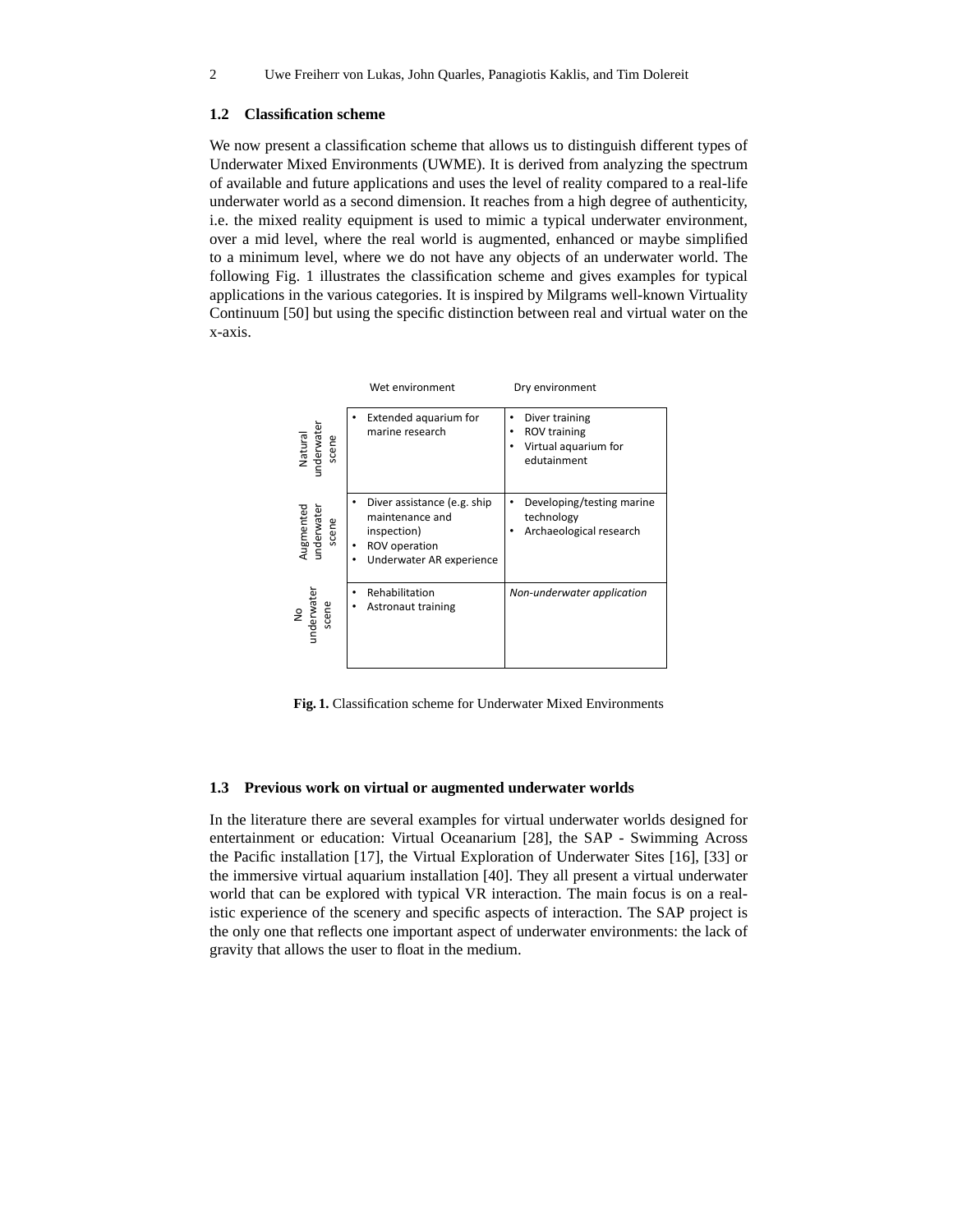### 1.2 Classification scheme

We now present a classification scheme that allows us to distinguish different types of Underwater Mixed Environments (UWME). It is derived from analyzing the spectrum of available and future applications and uses the level of reality compared to a real-life underwater world as a second dimension. It reaches from a high degree of authenticity, i.e. the mixed reality equipment is used to mimic a typical underwater environment, over a mid level, where the real world is augmented, enhanced or maybe simplified to a minimum level, where we do not have any objects of an underwater world. The following Fig. 1 illustrates the classification scheme and gives examples for typical applications in the various categories. It is inspired by Milgrams well-known Virtuality Continuum [50] but using the specific distinction between real and virtual water on the x-axis.

| | Wet environment | Dry environment |
| --- | --- | --- |
| Natural underwater scene | • Extended aquarium for marine research | • Diver training<br>• ROV training<br>• Virtual aquarium for edutainment |
| Augmented underwater scene | • Diver assistance (e.g. ship maintenance and inspection)<br>• ROV operation<br>• Underwater AR experience | • Developing/testing marine technology<br>• Archaeological research |
| No underwater scene | • Rehabilitation<br>• Astronaut training | *Non-underwater application* |

**Fig. 1.** Classification scheme for Underwater Mixed Environments

### 1.3 Previous work on virtual or augmented underwater worlds

In the literature there are several examples for virtual underwater worlds designed for entertainment or education: Virtual Oceanarium [28], the SAP - Swimming Across the Pacific installation [17], the Virtual Exploration of Underwater Sites [16], [33] or the immersive virtual aquarium installation [40]. They all present a virtual underwater world that can be explored with typical VR interaction. The main focus is on a realistic experience of the scenery and specific aspects of interaction. The SAP project is the only one that reflects one important aspect of underwater environments: the lack of gravity that allows the user to float in the medium.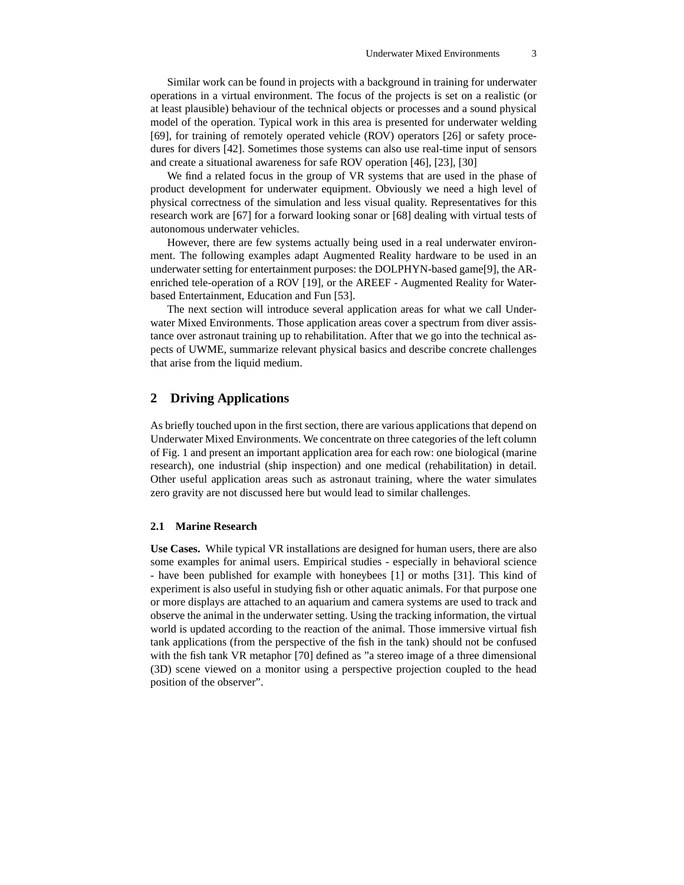Similar work can be found in projects with a background in training for underwater operations in a virtual environment. The focus of the projects is set on a realistic (or at least plausible) behaviour of the technical objects or processes and a sound physical model of the operation. Typical work in this area is presented for underwater welding [69], for training of remotely operated vehicle (ROV) operators [26] or safety procedures for divers [42]. Sometimes those systems can also use real-time input of sensors and create a situational awareness for safe ROV operation [46], [23], [30]

We find a related focus in the group of VR systems that are used in the phase of product development for underwater equipment. Obviously we need a high level of physical correctness of the simulation and less visual quality. Representatives for this research work are [67] for a forward looking sonar or [68] dealing with virtual tests of autonomous underwater vehicles.

However, there are few systems actually being used in a real underwater environment. The following examples adapt Augmented Reality hardware to be used in an underwater setting for entertainment purposes: the DOLPHYN-based game[9], the AR-enriched tele-operation of a ROV [19], or the AREEF - Augmented Reality for Water-based Entertainment, Education and Fun [53].

The next section will introduce several application areas for what we call Underwater Mixed Environments. Those application areas cover a spectrum from diver assistance over astronaut training up to rehabilitation. After that we go into the technical aspects of UWME, summarize relevant physical basics and describe concrete challenges that arise from the liquid medium.

## 2 Driving Applications

As briefly touched upon in the first section, there are various applications that depend on Underwater Mixed Environments. We concentrate on three categories of the left column of Fig. 1 and present an important application area for each row: one biological (marine research), one industrial (ship inspection) and one medical (rehabilitation) in detail. Other useful application areas such as astronaut training, where the water simulates zero gravity are not discussed here but would lead to similar challenges.

### 2.1 Marine Research

**Use Cases.** While typical VR installations are designed for human users, there are also some examples for animal users. Empirical studies - especially in behavioral science - have been published for example with honeybees [1] or moths [31]. This kind of experiment is also useful in studying fish or other aquatic animals. For that purpose one or more displays are attached to an aquarium and camera systems are used to track and observe the animal in the underwater setting. Using the tracking information, the virtual world is updated according to the reaction of the animal. Those immersive virtual fish tank applications (from the perspective of the fish in the tank) should not be confused with the fish tank VR metaphor [70] defined as "a stereo image of a three dimensional (3D) scene viewed on a monitor using a perspective projection coupled to the head position of the observer".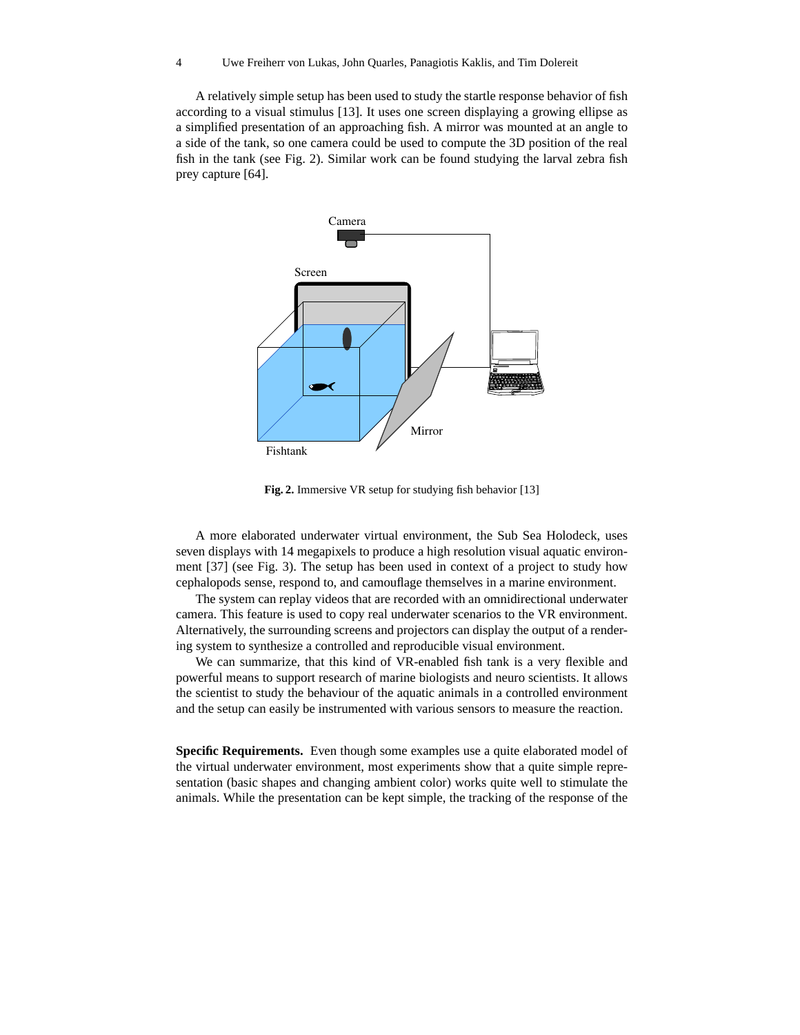A relatively simple setup has been used to study the startle response behavior of fish according to a visual stimulus [13]. It uses one screen displaying a growing ellipse as a simplified presentation of an approaching fish. A mirror was mounted at an angle to a side of the tank, so one camera could be used to compute the 3D position of the real fish in the tank (see Fig. 2). Similar work can be found studying the larval zebra fish prey capture [64].

**Fig. 2.** Immersive VR setup for studying fish behavior [13]

A more elaborated underwater virtual environment, the Sub Sea Holodeck, uses seven displays with 14 megapixels to produce a high resolution visual aquatic environment [37] (see Fig. 3). The setup has been used in context of a project to study how cephalopods sense, respond to, and camouflage themselves in a marine environment.

The system can replay videos that are recorded with an omnidirectional underwater camera. This feature is used to copy real underwater scenarios to the VR environment. Alternatively, the surrounding screens and projectors can display the output of a rendering system to synthesize a controlled and reproducible visual environment.

We can summarize, that this kind of VR-enabled fish tank is a very flexible and powerful means to support research of marine biologists and neuro scientists. It allows the scientist to study the behaviour of the aquatic animals in a controlled environment and the setup can easily be instrumented with various sensors to measure the reaction.

**Specific Requirements.** Even though some examples use a quite elaborated model of the virtual underwater environment, most experiments show that a quite simple representation (basic shapes and changing ambient color) works quite well to stimulate the animals. While the presentation can be kept simple, the tracking of the response of the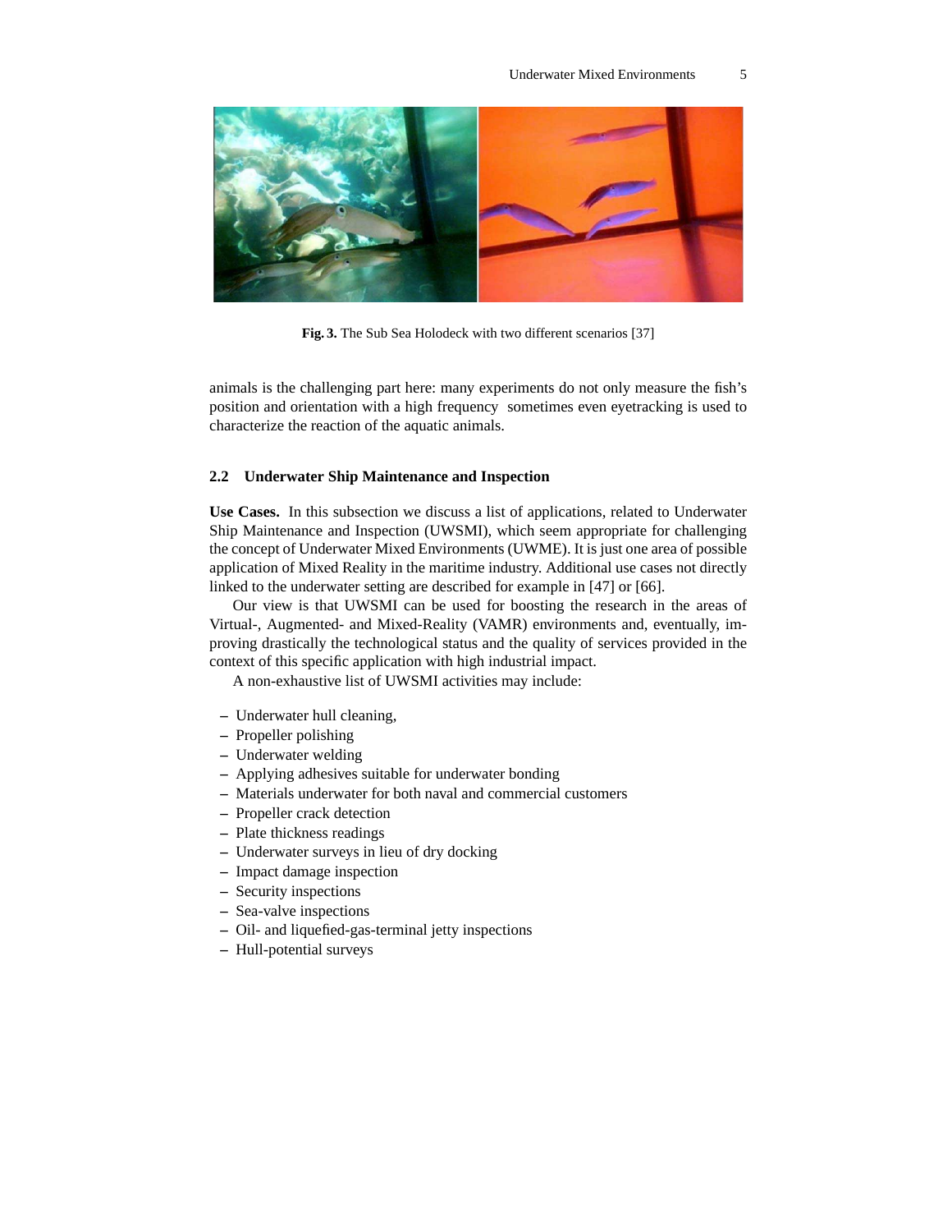Fig. 3. The Sub Sea Holodeck with two different scenarios [37]

animals is the challenging part here: many experiments do not only measure the fish's position and orientation with a high frequency  sometimes even eyetracking is used to characterize the reaction of the aquatic animals.

### 2.2 Underwater Ship Maintenance and Inspection

**Use Cases.** In this subsection we discuss a list of applications, related to Underwater Ship Maintenance and Inspection (UWSMI), which seem appropriate for challenging the concept of Underwater Mixed Environments (UWME). It is just one area of possible application of Mixed Reality in the maritime industry. Additional use cases not directly linked to the underwater setting are described for example in [47] or [66].

Our view is that UWSMI can be used for boosting the research in the areas of Virtual-, Augmented- and Mixed-Reality (VAMR) environments and, eventually, improving drastically the technological status and the quality of services provided in the context of this specific application with high industrial impact.

A non-exhaustive list of UWSMI activities may include:

- Underwater hull cleaning,
- Propeller polishing
- Underwater welding
- Applying adhesives suitable for underwater bonding
- Materials underwater for both naval and commercial customers
- Propeller crack detection
- Plate thickness readings
- Underwater surveys in lieu of dry docking
- Impact damage inspection
- Security inspections
- Sea-valve inspections
- Oil- and liquefied-gas-terminal jetty inspections
- Hull-potential surveys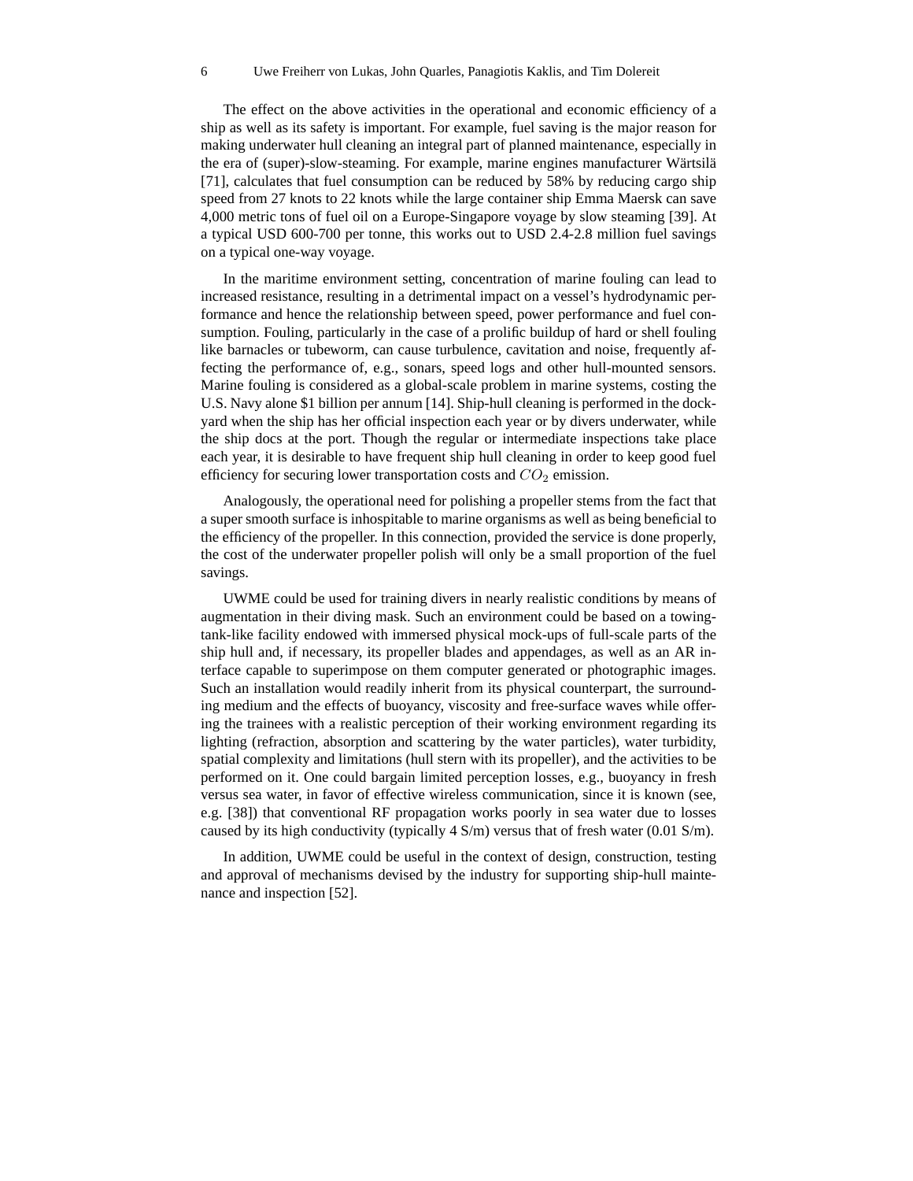The effect on the above activities in the operational and economic efficiency of a ship as well as its safety is important. For example, fuel saving is the major reason for making underwater hull cleaning an integral part of planned maintenance, especially in the era of (super)-slow-steaming. For example, marine engines manufacturer Wärtsilä [71], calculates that fuel consumption can be reduced by 58% by reducing cargo ship speed from 27 knots to 22 knots while the large container ship Emma Maersk can save 4,000 metric tons of fuel oil on a Europe-Singapore voyage by slow steaming [39]. At a typical USD 600-700 per tonne, this works out to USD 2.4-2.8 million fuel savings on a typical one-way voyage.

In the maritime environment setting, concentration of marine fouling can lead to increased resistance, resulting in a detrimental impact on a vessel's hydrodynamic performance and hence the relationship between speed, power performance and fuel consumption. Fouling, particularly in the case of a prolific buildup of hard or shell fouling like barnacles or tubeworm, can cause turbulence, cavitation and noise, frequently affecting the performance of, e.g., sonars, speed logs and other hull-mounted sensors. Marine fouling is considered as a global-scale problem in marine systems, costing the U.S. Navy alone $1 billion per annum [14]. Ship-hull cleaning is performed in the dockyard when the ship has her official inspection each year or by divers underwater, while the ship docs at the port. Though the regular or intermediate inspections take place each year, it is desirable to have frequent ship hull cleaning in order to keep good fuel efficiency for securing lower transportation costs and $CO_2$ emission.

Analogously, the operational need for polishing a propeller stems from the fact that a super smooth surface is inhospitable to marine organisms as well as being beneficial to the efficiency of the propeller. In this connection, provided the service is done properly, the cost of the underwater propeller polish will only be a small proportion of the fuel savings.

UWME could be used for training divers in nearly realistic conditions by means of augmentation in their diving mask. Such an environment could be based on a towing-tank-like facility endowed with immersed physical mock-ups of full-scale parts of the ship hull and, if necessary, its propeller blades and appendages, as well as an AR interface capable to superimpose on them computer generated or photographic images. Such an installation would readily inherit from its physical counterpart, the surrounding medium and the effects of buoyancy, viscosity and free-surface waves while offering the trainees with a realistic perception of their working environment regarding its lighting (refraction, absorption and scattering by the water particles), water turbidity, spatial complexity and limitations (hull stern with its propeller), and the activities to be performed on it. One could bargain limited perception losses, e.g., buoyancy in fresh versus sea water, in favor of effective wireless communication, since it is known (see, e.g. [38]) that conventional RF propagation works poorly in sea water due to losses caused by its high conductivity (typically 4 S/m) versus that of fresh water (0.01 S/m).

In addition, UWME could be useful in the context of design, construction, testing and approval of mechanisms devised by the industry for supporting ship-hull maintenance and inspection [52].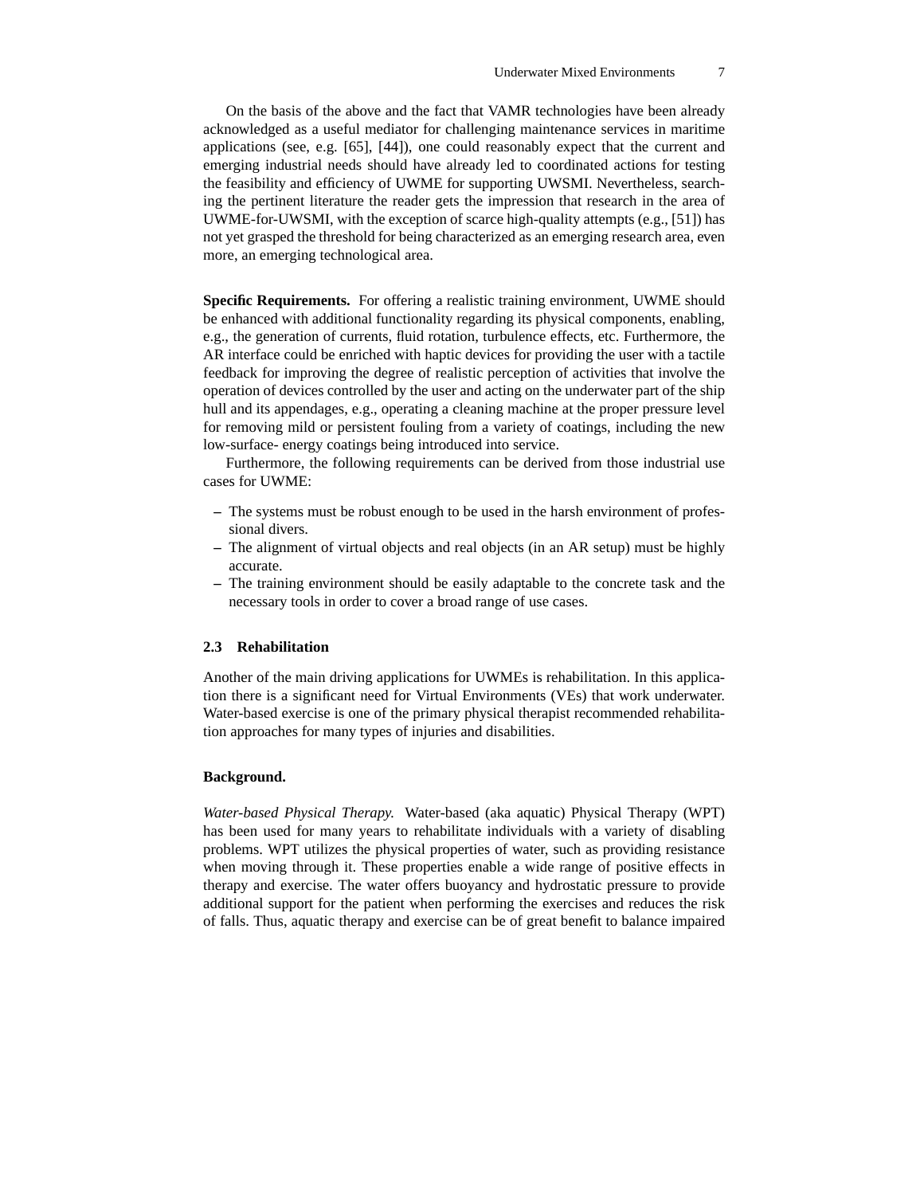On the basis of the above and the fact that VAMR technologies have been already acknowledged as a useful mediator for challenging maintenance services in maritime applications (see, e.g. [65], [44]), one could reasonably expect that the current and emerging industrial needs should have already led to coordinated actions for testing the feasibility and efficiency of UWME for supporting UWSMI. Nevertheless, searching the pertinent literature the reader gets the impression that research in the area of UWME-for-UWSMI, with the exception of scarce high-quality attempts (e.g., [51]) has not yet grasped the threshold for being characterized as an emerging research area, even more, an emerging technological area.

**Specific Requirements.** For offering a realistic training environment, UWME should be enhanced with additional functionality regarding its physical components, enabling, e.g., the generation of currents, fluid rotation, turbulence effects, etc. Furthermore, the AR interface could be enriched with haptic devices for providing the user with a tactile feedback for improving the degree of realistic perception of activities that involve the operation of devices controlled by the user and acting on the underwater part of the ship hull and its appendages, e.g., operating a cleaning machine at the proper pressure level for removing mild or persistent fouling from a variety of coatings, including the new low-surface- energy coatings being introduced into service.

Furthermore, the following requirements can be derived from those industrial use cases for UWME:

- The systems must be robust enough to be used in the harsh environment of professional divers.
- The alignment of virtual objects and real objects (in an AR setup) must be highly accurate.
- The training environment should be easily adaptable to the concrete task and the necessary tools in order to cover a broad range of use cases.

### 2.3 Rehabilitation

Another of the main driving applications for UWMEs is rehabilitation. In this application there is a significant need for Virtual Environments (VEs) that work underwater. Water-based exercise is one of the primary physical therapist recommended rehabilitation approaches for many types of injuries and disabilities.

**Background.**

*Water-based Physical Therapy.* Water-based (aka aquatic) Physical Therapy (WPT) has been used for many years to rehabilitate individuals with a variety of disabling problems. WPT utilizes the physical properties of water, such as providing resistance when moving through it. These properties enable a wide range of positive effects in therapy and exercise. The water offers buoyancy and hydrostatic pressure to provide additional support for the patient when performing the exercises and reduces the risk of falls. Thus, aquatic therapy and exercise can be of great benefit to balance impaired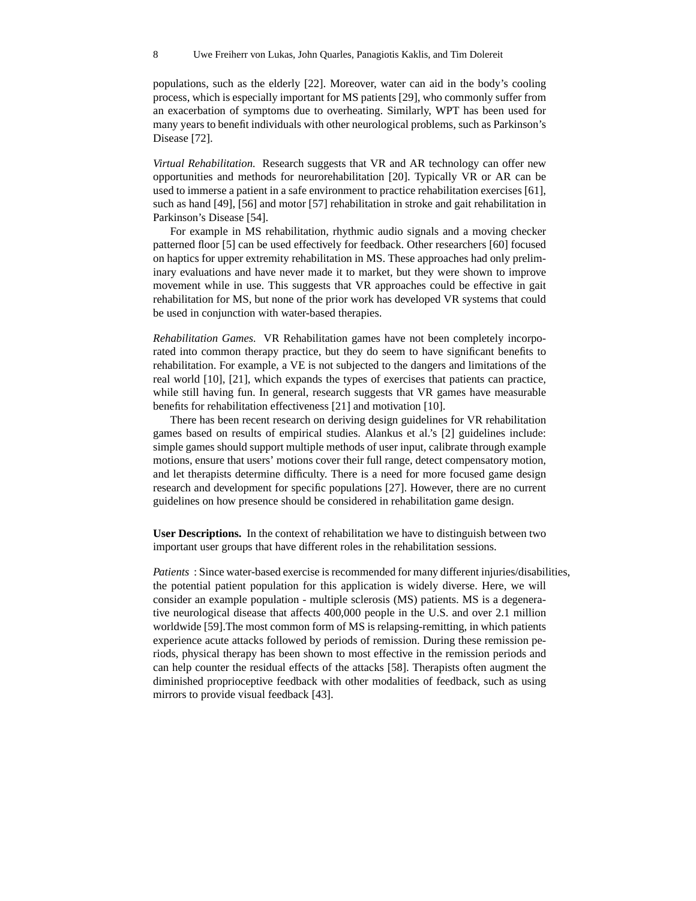populations, such as the elderly [22]. Moreover, water can aid in the body's cooling process, which is especially important for MS patients [29], who commonly suffer from an exacerbation of symptoms due to overheating. Similarly, WPT has been used for many years to benefit individuals with other neurological problems, such as Parkinson's Disease [72].

*Virtual Rehabilitation.* Research suggests that VR and AR technology can offer new opportunities and methods for neurorehabilitation [20]. Typically VR or AR can be used to immerse a patient in a safe environment to practice rehabilitation exercises [61], such as hand [49], [56] and motor [57] rehabilitation in stroke and gait rehabilitation in Parkinson's Disease [54].

For example in MS rehabilitation, rhythmic audio signals and a moving checker patterned floor [5] can be used effectively for feedback. Other researchers [60] focused on haptics for upper extremity rehabilitation in MS. These approaches had only preliminary evaluations and have never made it to market, but they were shown to improve movement while in use. This suggests that VR approaches could be effective in gait rehabilitation for MS, but none of the prior work has developed VR systems that could be used in conjunction with water-based therapies.

*Rehabilitation Games.* VR Rehabilitation games have not been completely incorporated into common therapy practice, but they do seem to have significant benefits to rehabilitation. For example, a VE is not subjected to the dangers and limitations of the real world [10], [21], which expands the types of exercises that patients can practice, while still having fun. In general, research suggests that VR games have measurable benefits for rehabilitation effectiveness [21] and motivation [10].

There has been recent research on deriving design guidelines for VR rehabilitation games based on results of empirical studies. Alankus et al.'s [2] guidelines include: simple games should support multiple methods of user input, calibrate through example motions, ensure that users' motions cover their full range, detect compensatory motion, and let therapists determine difficulty. There is a need for more focused game design research and development for specific populations [27]. However, there are no current guidelines on how presence should be considered in rehabilitation game design.

**User Descriptions.** In the context of rehabilitation we have to distinguish between two important user groups that have different roles in the rehabilitation sessions.

*Patients* : Since water-based exercise is recommended for many different injuries/disabilities, the potential patient population for this application is widely diverse. Here, we will consider an example population - multiple sclerosis (MS) patients. MS is a degenerative neurological disease that affects 400,000 people in the U.S. and over 2.1 million worldwide [59].The most common form of MS is relapsing-remitting, in which patients experience acute attacks followed by periods of remission. During these remission periods, physical therapy has been shown to most effective in the remission periods and can help counter the residual effects of the attacks [58]. Therapists often augment the diminished proprioceptive feedback with other modalities of feedback, such as using mirrors to provide visual feedback [43].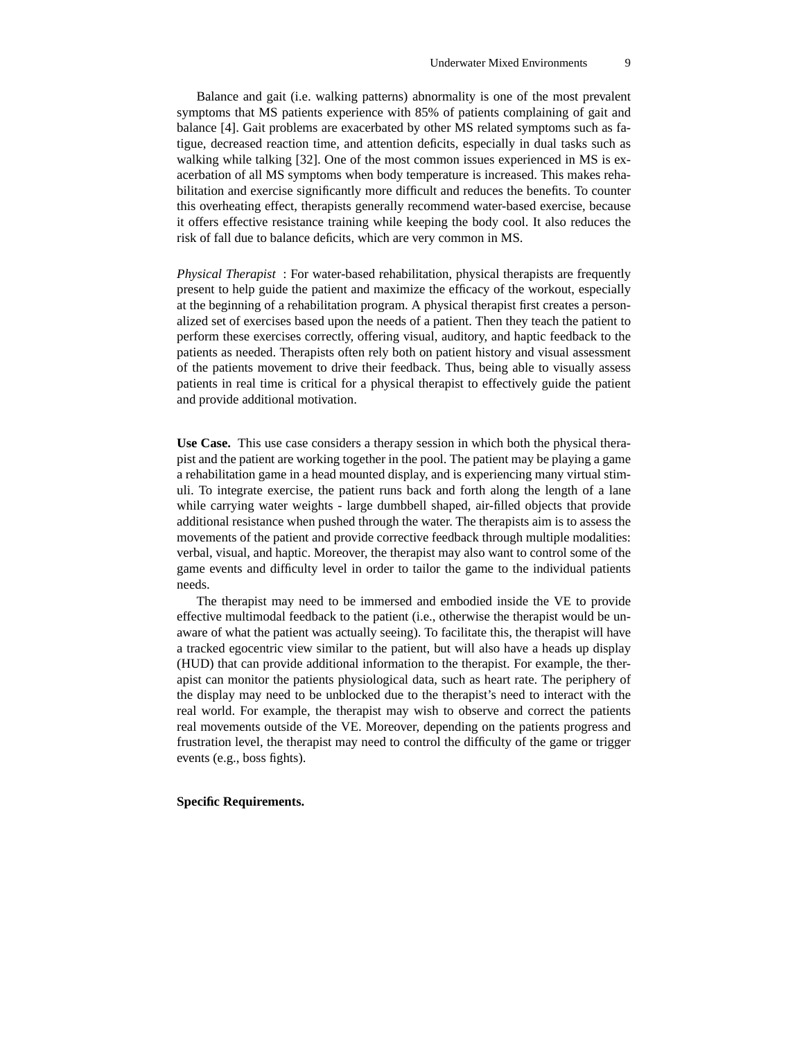Balance and gait (i.e. walking patterns) abnormality is one of the most prevalent symptoms that MS patients experience with 85% of patients complaining of gait and balance [4]. Gait problems are exacerbated by other MS related symptoms such as fatigue, decreased reaction time, and attention deficits, especially in dual tasks such as walking while talking [32]. One of the most common issues experienced in MS is exacerbation of all MS symptoms when body temperature is increased. This makes rehabilitation and exercise significantly more difficult and reduces the benefits. To counter this overheating effect, therapists generally recommend water-based exercise, because it offers effective resistance training while keeping the body cool. It also reduces the risk of fall due to balance deficits, which are very common in MS.

*Physical Therapist* : For water-based rehabilitation, physical therapists are frequently present to help guide the patient and maximize the efficacy of the workout, especially at the beginning of a rehabilitation program. A physical therapist first creates a personalized set of exercises based upon the needs of a patient. Then they teach the patient to perform these exercises correctly, offering visual, auditory, and haptic feedback to the patients as needed. Therapists often rely both on patient history and visual assessment of the patients movement to drive their feedback. Thus, being able to visually assess patients in real time is critical for a physical therapist to effectively guide the patient and provide additional motivation.

**Use Case.** This use case considers a therapy session in which both the physical therapist and the patient are working together in the pool. The patient may be playing a game a rehabilitation game in a head mounted display, and is experiencing many virtual stimuli. To integrate exercise, the patient runs back and forth along the length of a lane while carrying water weights - large dumbbell shaped, air-filled objects that provide additional resistance when pushed through the water. The therapists aim is to assess the movements of the patient and provide corrective feedback through multiple modalities: verbal, visual, and haptic. Moreover, the therapist may also want to control some of the game events and difficulty level in order to tailor the game to the individual patients needs.

The therapist may need to be immersed and embodied inside the VE to provide effective multimodal feedback to the patient (i.e., otherwise the therapist would be unaware of what the patient was actually seeing). To facilitate this, the therapist will have a tracked egocentric view similar to the patient, but will also have a heads up display (HUD) that can provide additional information to the therapist. For example, the therapist can monitor the patients physiological data, such as heart rate. The periphery of the display may need to be unblocked due to the therapist's need to interact with the real world. For example, the therapist may wish to observe and correct the patients real movements outside of the VE. Moreover, depending on the patients progress and frustration level, the therapist may need to control the difficulty of the game or trigger events (e.g., boss fights).

**Specific Requirements.**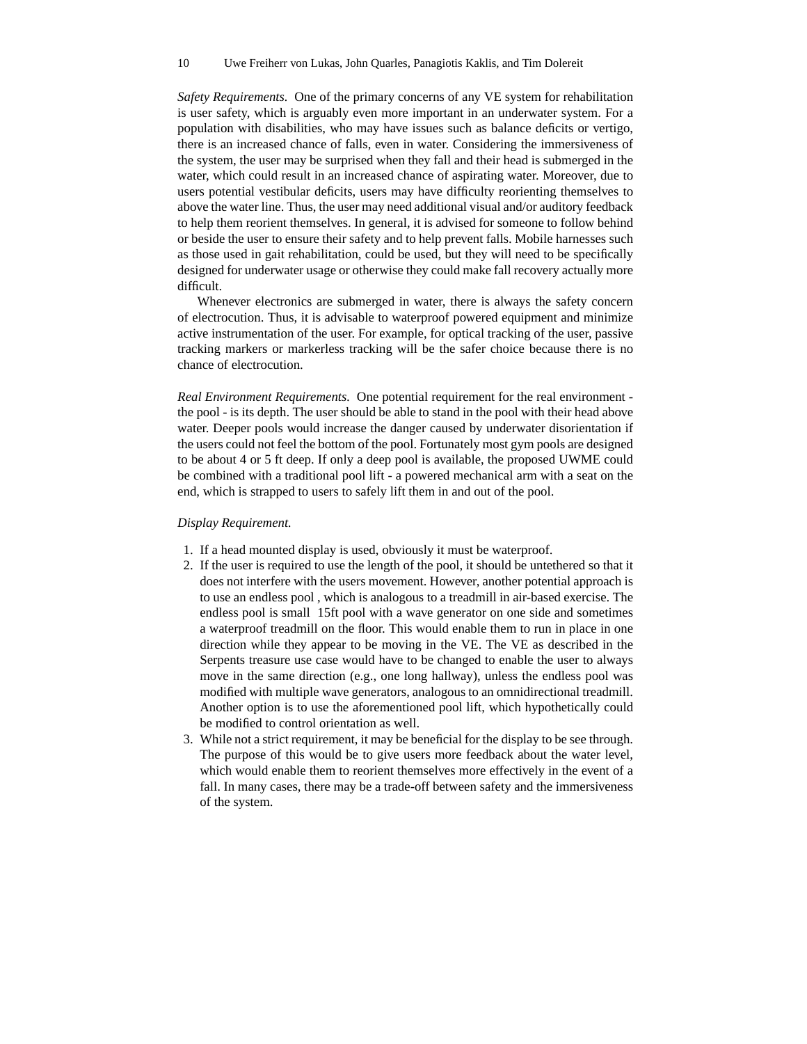*Safety Requirements.* One of the primary concerns of any VE system for rehabilitation is user safety, which is arguably even more important in an underwater system. For a population with disabilities, who may have issues such as balance deficits or vertigo, there is an increased chance of falls, even in water. Considering the immersiveness of the system, the user may be surprised when they fall and their head is submerged in the water, which could result in an increased chance of aspirating water. Moreover, due to users potential vestibular deficits, users may have difficulty reorienting themselves to above the water line. Thus, the user may need additional visual and/or auditory feedback to help them reorient themselves. In general, it is advised for someone to follow behind or beside the user to ensure their safety and to help prevent falls. Mobile harnesses such as those used in gait rehabilitation, could be used, but they will need to be specifically designed for underwater usage or otherwise they could make fall recovery actually more difficult.

Whenever electronics are submerged in water, there is always the safety concern of electrocution. Thus, it is advisable to waterproof powered equipment and minimize active instrumentation of the user. For example, for optical tracking of the user, passive tracking markers or markerless tracking will be the safer choice because there is no chance of electrocution.

*Real Environment Requirements.* One potential requirement for the real environment - the pool - is its depth. The user should be able to stand in the pool with their head above water. Deeper pools would increase the danger caused by underwater disorientation if the users could not feel the bottom of the pool. Fortunately most gym pools are designed to be about 4 or 5 ft deep. If only a deep pool is available, the proposed UWME could be combined with a traditional pool lift - a powered mechanical arm with a seat on the end, which is strapped to users to safely lift them in and out of the pool.

*Display Requirement.*

1. If a head mounted display is used, obviously it must be waterproof.
2. If the user is required to use the length of the pool, it should be untethered so that it does not interfere with the users movement. However, another potential approach is to use an endless pool , which is analogous to a treadmill in air-based exercise. The endless pool is small 15ft pool with a wave generator on one side and sometimes a waterproof treadmill on the floor. This would enable them to run in place in one direction while they appear to be moving in the VE. The VE as described in the Serpents treasure use case would have to be changed to enable the user to always move in the same direction (e.g., one long hallway), unless the endless pool was modified with multiple wave generators, analogous to an omnidirectional treadmill. Another option is to use the aforementioned pool lift, which hypothetically could be modified to control orientation as well.
3. While not a strict requirement, it may be beneficial for the display to be see through. The purpose of this would be to give users more feedback about the water level, which would enable them to reorient themselves more effectively in the event of a fall. In many cases, there may be a trade-off between safety and the immersiveness of the system.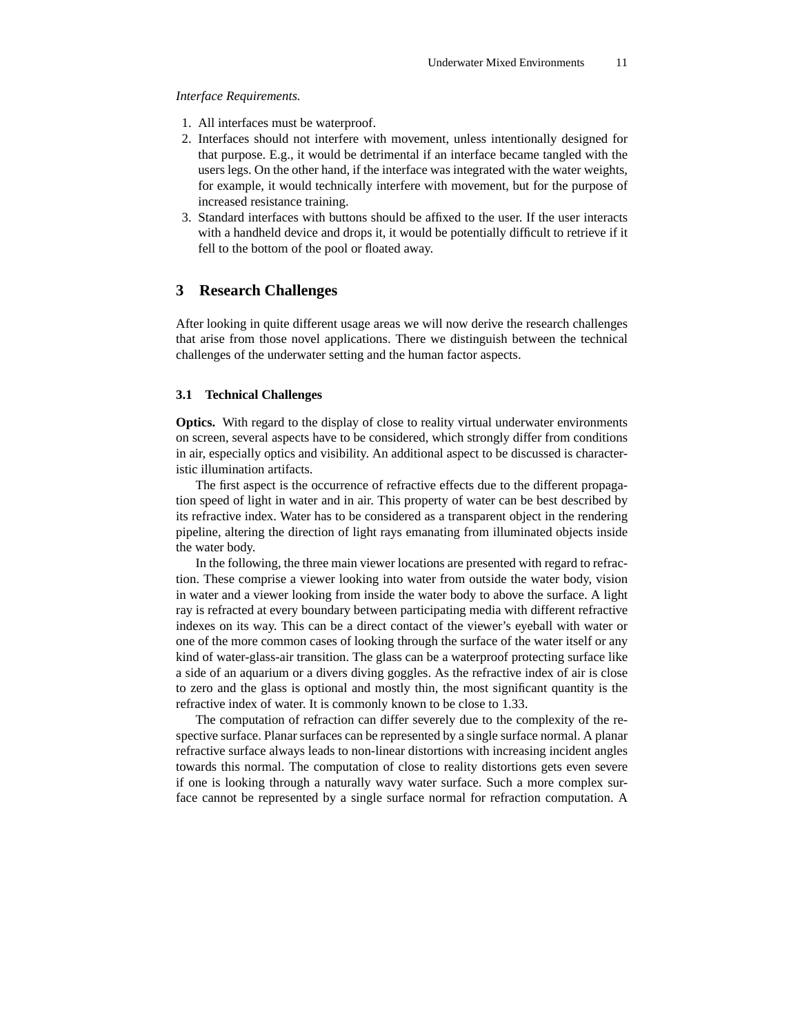*Interface Requirements.*

1. All interfaces must be waterproof.
2. Interfaces should not interfere with movement, unless intentionally designed for that purpose. E.g., it would be detrimental if an interface became tangled with the users legs. On the other hand, if the interface was integrated with the water weights, for example, it would technically interfere with movement, but for the purpose of increased resistance training.
3. Standard interfaces with buttons should be affixed to the user. If the user interacts with a handheld device and drops it, it would be potentially difficult to retrieve if it fell to the bottom of the pool or floated away.

## 3 Research Challenges

After looking in quite different usage areas we will now derive the research challenges that arise from those novel applications. There we distinguish between the technical challenges of the underwater setting and the human factor aspects.

### 3.1 Technical Challenges

**Optics.** With regard to the display of close to reality virtual underwater environments on screen, several aspects have to be considered, which strongly differ from conditions in air, especially optics and visibility. An additional aspect to be discussed is characteristic illumination artifacts.

The first aspect is the occurrence of refractive effects due to the different propagation speed of light in water and in air. This property of water can be best described by its refractive index. Water has to be considered as a transparent object in the rendering pipeline, altering the direction of light rays emanating from illuminated objects inside the water body.

In the following, the three main viewer locations are presented with regard to refraction. These comprise a viewer looking into water from outside the water body, vision in water and a viewer looking from inside the water body to above the surface. A light ray is refracted at every boundary between participating media with different refractive indexes on its way. This can be a direct contact of the viewer's eyeball with water or one of the more common cases of looking through the surface of the water itself or any kind of water-glass-air transition. The glass can be a waterproof protecting surface like a side of an aquarium or a divers diving goggles. As the refractive index of air is close to zero and the glass is optional and mostly thin, the most significant quantity is the refractive index of water. It is commonly known to be close to 1.33.

The computation of refraction can differ severely due to the complexity of the respective surface. Planar surfaces can be represented by a single surface normal. A planar refractive surface always leads to non-linear distortions with increasing incident angles towards this normal. The computation of close to reality distortions gets even severe if one is looking through a naturally wavy water surface. Such a more complex surface cannot be represented by a single surface normal for refraction computation. A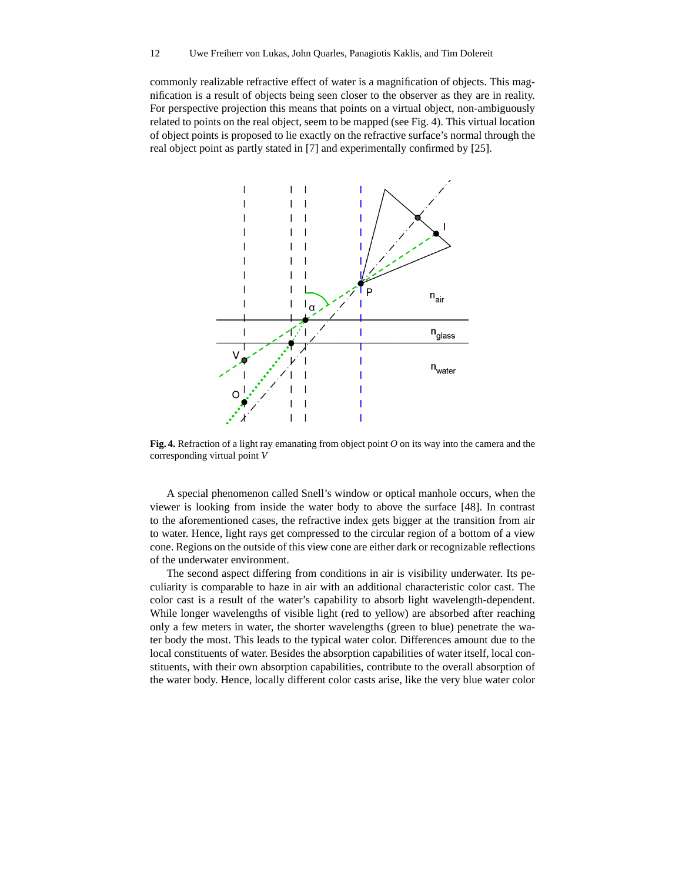commonly realizable refractive effect of water is a magnification of objects. This magnification is a result of objects being seen closer to the observer as they are in reality. For perspective projection this means that points on a virtual object, non-ambiguously related to points on the real object, seem to be mapped (see Fig. 4). This virtual location of object points is proposed to lie exactly on the refractive surface's normal through the real object point as partly stated in [7] and experimentally confirmed by [25].

I

P

α

$n_{air}$

$n_{glass}$

V

$n_{water}$

O

**Fig. 4.** Refraction of a light ray emanating from object point *O* on its way into the camera and the corresponding virtual point *V*

A special phenomenon called Snell's window or optical manhole occurs, when the viewer is looking from inside the water body to above the surface [48]. In contrast to the aforementioned cases, the refractive index gets bigger at the transition from air to water. Hence, light rays get compressed to the circular region of a bottom of a view cone. Regions on the outside of this view cone are either dark or recognizable reflections of the underwater environment.

The second aspect differing from conditions in air is visibility underwater. Its peculiarity is comparable to haze in air with an additional characteristic color cast. The color cast is a result of the water's capability to absorb light wavelength-dependent. While longer wavelengths of visible light (red to yellow) are absorbed after reaching only a few meters in water, the shorter wavelengths (green to blue) penetrate the water body the most. This leads to the typical water color. Differences amount due to the local constituents of water. Besides the absorption capabilities of water itself, local constituents, with their own absorption capabilities, contribute to the overall absorption of the water body. Hence, locally different color casts arise, like the very blue water color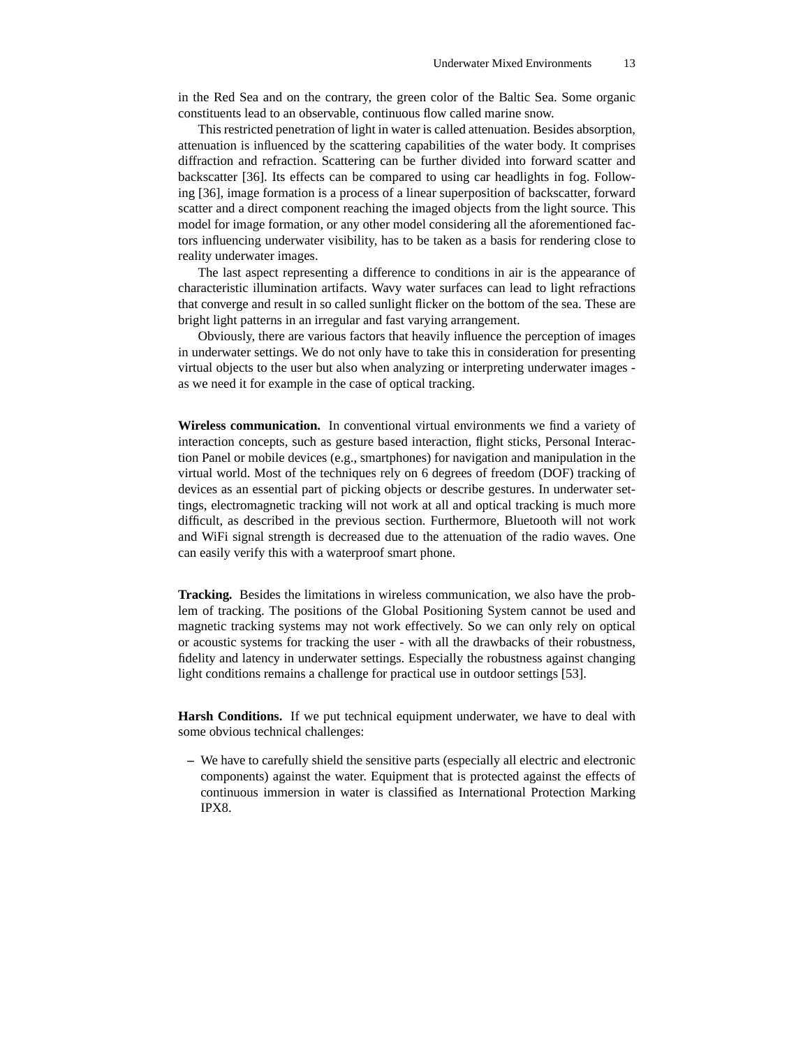in the Red Sea and on the contrary, the green color of the Baltic Sea. Some organic constituents lead to an observable, continuous flow called marine snow.

This restricted penetration of light in water is called attenuation. Besides absorption, attenuation is influenced by the scattering capabilities of the water body. It comprises diffraction and refraction. Scattering can be further divided into forward scatter and backscatter [36]. Its effects can be compared to using car headlights in fog. Following [36], image formation is a process of a linear superposition of backscatter, forward scatter and a direct component reaching the imaged objects from the light source. This model for image formation, or any other model considering all the aforementioned factors influencing underwater visibility, has to be taken as a basis for rendering close to reality underwater images.

The last aspect representing a difference to conditions in air is the appearance of characteristic illumination artifacts. Wavy water surfaces can lead to light refractions that converge and result in so called sunlight flicker on the bottom of the sea. These are bright light patterns in an irregular and fast varying arrangement.

Obviously, there are various factors that heavily influence the perception of images in underwater settings. We do not only have to take this in consideration for presenting virtual objects to the user but also when analyzing or interpreting underwater images - as we need it for example in the case of optical tracking.

**Wireless communication.** In conventional virtual environments we find a variety of interaction concepts, such as gesture based interaction, flight sticks, Personal Interaction Panel or mobile devices (e.g., smartphones) for navigation and manipulation in the virtual world. Most of the techniques rely on 6 degrees of freedom (DOF) tracking of devices as an essential part of picking objects or describe gestures. In underwater settings, electromagnetic tracking will not work at all and optical tracking is much more difficult, as described in the previous section. Furthermore, Bluetooth will not work and WiFi signal strength is decreased due to the attenuation of the radio waves. One can easily verify this with a waterproof smart phone.

**Tracking.** Besides the limitations in wireless communication, we also have the problem of tracking. The positions of the Global Positioning System cannot be used and magnetic tracking systems may not work effectively. So we can only rely on optical or acoustic systems for tracking the user - with all the drawbacks of their robustness, fidelity and latency in underwater settings. Especially the robustness against changing light conditions remains a challenge for practical use in outdoor settings [53].

**Harsh Conditions.** If we put technical equipment underwater, we have to deal with some obvious technical challenges:

- We have to carefully shield the sensitive parts (especially all electric and electronic components) against the water. Equipment that is protected against the effects of continuous immersion in water is classified as International Protection Marking IPX8.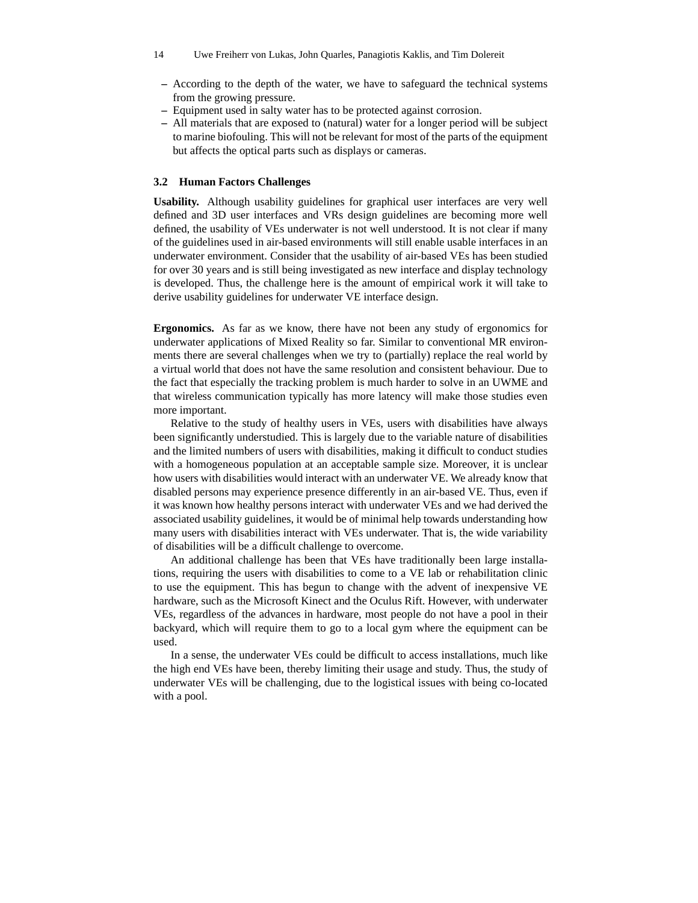- According to the depth of the water, we have to safeguard the technical systems from the growing pressure.
- Equipment used in salty water has to be protected against corrosion.
- All materials that are exposed to (natural) water for a longer period will be subject to marine biofouling. This will not be relevant for most of the parts of the equipment but affects the optical parts such as displays or cameras.

### 3.2 Human Factors Challenges

**Usability.** Although usability guidelines for graphical user interfaces are very well defined and 3D user interfaces and VRs design guidelines are becoming more well defined, the usability of VEs underwater is not well understood. It is not clear if many of the guidelines used in air-based environments will still enable usable interfaces in an underwater environment. Consider that the usability of air-based VEs has been studied for over 30 years and is still being investigated as new interface and display technology is developed. Thus, the challenge here is the amount of empirical work it will take to derive usability guidelines for underwater VE interface design.

**Ergonomics.** As far as we know, there have not been any study of ergonomics for underwater applications of Mixed Reality so far. Similar to conventional MR environments there are several challenges when we try to (partially) replace the real world by a virtual world that does not have the same resolution and consistent behaviour. Due to the fact that especially the tracking problem is much harder to solve in an UWME and that wireless communication typically has more latency will make those studies even more important.

Relative to the study of healthy users in VEs, users with disabilities have always been significantly understudied. This is largely due to the variable nature of disabilities and the limited numbers of users with disabilities, making it difficult to conduct studies with a homogeneous population at an acceptable sample size. Moreover, it is unclear how users with disabilities would interact with an underwater VE. We already know that disabled persons may experience presence differently in an air-based VE. Thus, even if it was known how healthy persons interact with underwater VEs and we had derived the associated usability guidelines, it would be of minimal help towards understanding how many users with disabilities interact with VEs underwater. That is, the wide variability of disabilities will be a difficult challenge to overcome.

An additional challenge has been that VEs have traditionally been large installations, requiring the users with disabilities to come to a VE lab or rehabilitation clinic to use the equipment. This has begun to change with the advent of inexpensive VE hardware, such as the Microsoft Kinect and the Oculus Rift. However, with underwater VEs, regardless of the advances in hardware, most people do not have a pool in their backyard, which will require them to go to a local gym where the equipment can be used.

In a sense, the underwater VEs could be difficult to access installations, much like the high end VEs have been, thereby limiting their usage and study. Thus, the study of underwater VEs will be challenging, due to the logistical issues with being co-located with a pool.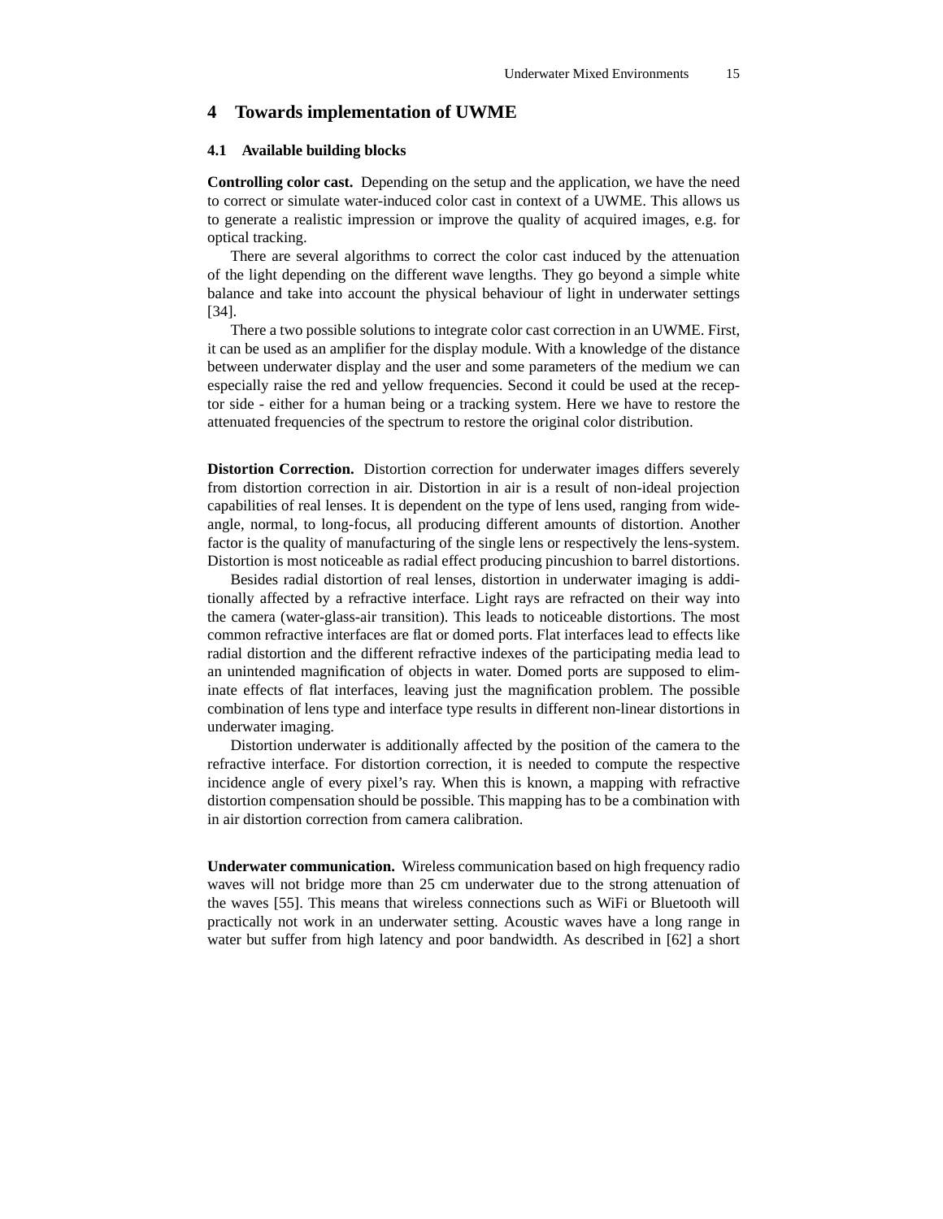## 4 Towards implementation of UWME

### 4.1 Available building blocks

**Controlling color cast.** Depending on the setup and the application, we have the need to correct or simulate water-induced color cast in context of a UWME. This allows us to generate a realistic impression or improve the quality of acquired images, e.g. for optical tracking.

There are several algorithms to correct the color cast induced by the attenuation of the light depending on the different wave lengths. They go beyond a simple white balance and take into account the physical behaviour of light in underwater settings [34].

There a two possible solutions to integrate color cast correction in an UWME. First, it can be used as an amplifier for the display module. With a knowledge of the distance between underwater display and the user and some parameters of the medium we can especially raise the red and yellow frequencies. Second it could be used at the receptor side - either for a human being or a tracking system. Here we have to restore the attenuated frequencies of the spectrum to restore the original color distribution.

**Distortion Correction.** Distortion correction for underwater images differs severely from distortion correction in air. Distortion in air is a result of non-ideal projection capabilities of real lenses. It is dependent on the type of lens used, ranging from wide-angle, normal, to long-focus, all producing different amounts of distortion. Another factor is the quality of manufacturing of the single lens or respectively the lens-system. Distortion is most noticeable as radial effect producing pincushion to barrel distortions.

Besides radial distortion of real lenses, distortion in underwater imaging is additionally affected by a refractive interface. Light rays are refracted on their way into the camera (water-glass-air transition). This leads to noticeable distortions. The most common refractive interfaces are flat or domed ports. Flat interfaces lead to effects like radial distortion and the different refractive indexes of the participating media lead to an unintended magnification of objects in water. Domed ports are supposed to eliminate effects of flat interfaces, leaving just the magnification problem. The possible combination of lens type and interface type results in different non-linear distortions in underwater imaging.

Distortion underwater is additionally affected by the position of the camera to the refractive interface. For distortion correction, it is needed to compute the respective incidence angle of every pixel's ray. When this is known, a mapping with refractive distortion compensation should be possible. This mapping has to be a combination with in air distortion correction from camera calibration.

**Underwater communication.** Wireless communication based on high frequency radio waves will not bridge more than 25 cm underwater due to the strong attenuation of the waves [55]. This means that wireless connections such as WiFi or Bluetooth will practically not work in an underwater setting. Acoustic waves have a long range in water but suffer from high latency and poor bandwidth. As described in [62] a short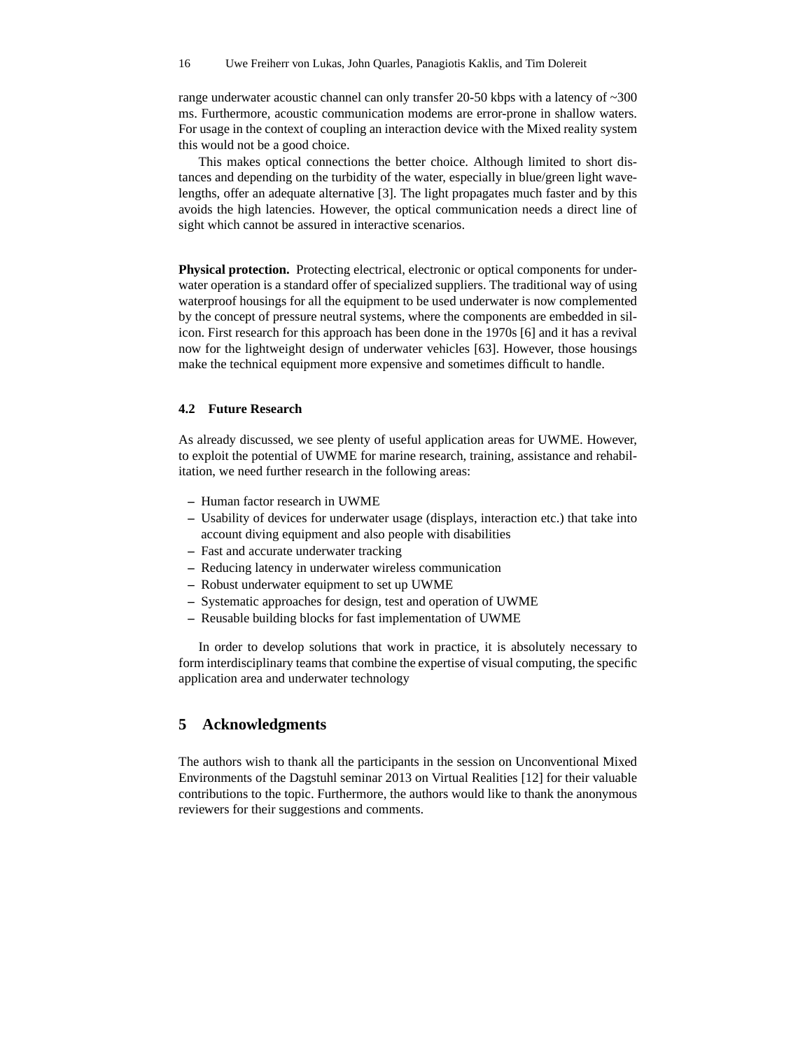range underwater acoustic channel can only transfer 20-50 kbps with a latency of ~300 ms. Furthermore, acoustic communication modems are error-prone in shallow waters. For usage in the context of coupling an interaction device with the Mixed reality system this would not be a good choice.

This makes optical connections the better choice. Although limited to short distances and depending on the turbidity of the water, especially in blue/green light wavelengths, offer an adequate alternative [3]. The light propagates much faster and by this avoids the high latencies. However, the optical communication needs a direct line of sight which cannot be assured in interactive scenarios.

**Physical protection.** Protecting electrical, electronic or optical components for underwater operation is a standard offer of specialized suppliers. The traditional way of using waterproof housings for all the equipment to be used underwater is now complemented by the concept of pressure neutral systems, where the components are embedded in silicon. First research for this approach has been done in the 1970s [6] and it has a revival now for the lightweight design of underwater vehicles [63]. However, those housings make the technical equipment more expensive and sometimes difficult to handle.

### 4.2 Future Research

As already discussed, we see plenty of useful application areas for UWME. However, to exploit the potential of UWME for marine research, training, assistance and rehabilitation, we need further research in the following areas:

- Human factor research in UWME
- Usability of devices for underwater usage (displays, interaction etc.) that take into account diving equipment and also people with disabilities
- Fast and accurate underwater tracking
- Reducing latency in underwater wireless communication
- Robust underwater equipment to set up UWME
- Systematic approaches for design, test and operation of UWME
- Reusable building blocks for fast implementation of UWME

In order to develop solutions that work in practice, it is absolutely necessary to form interdisciplinary teams that combine the expertise of visual computing, the specific application area and underwater technology

## 5 Acknowledgments

The authors wish to thank all the participants in the session on Unconventional Mixed Environments of the Dagstuhl seminar 2013 on Virtual Realities [12] for their valuable contributions to the topic. Furthermore, the authors would like to thank the anonymous reviewers for their suggestions and comments.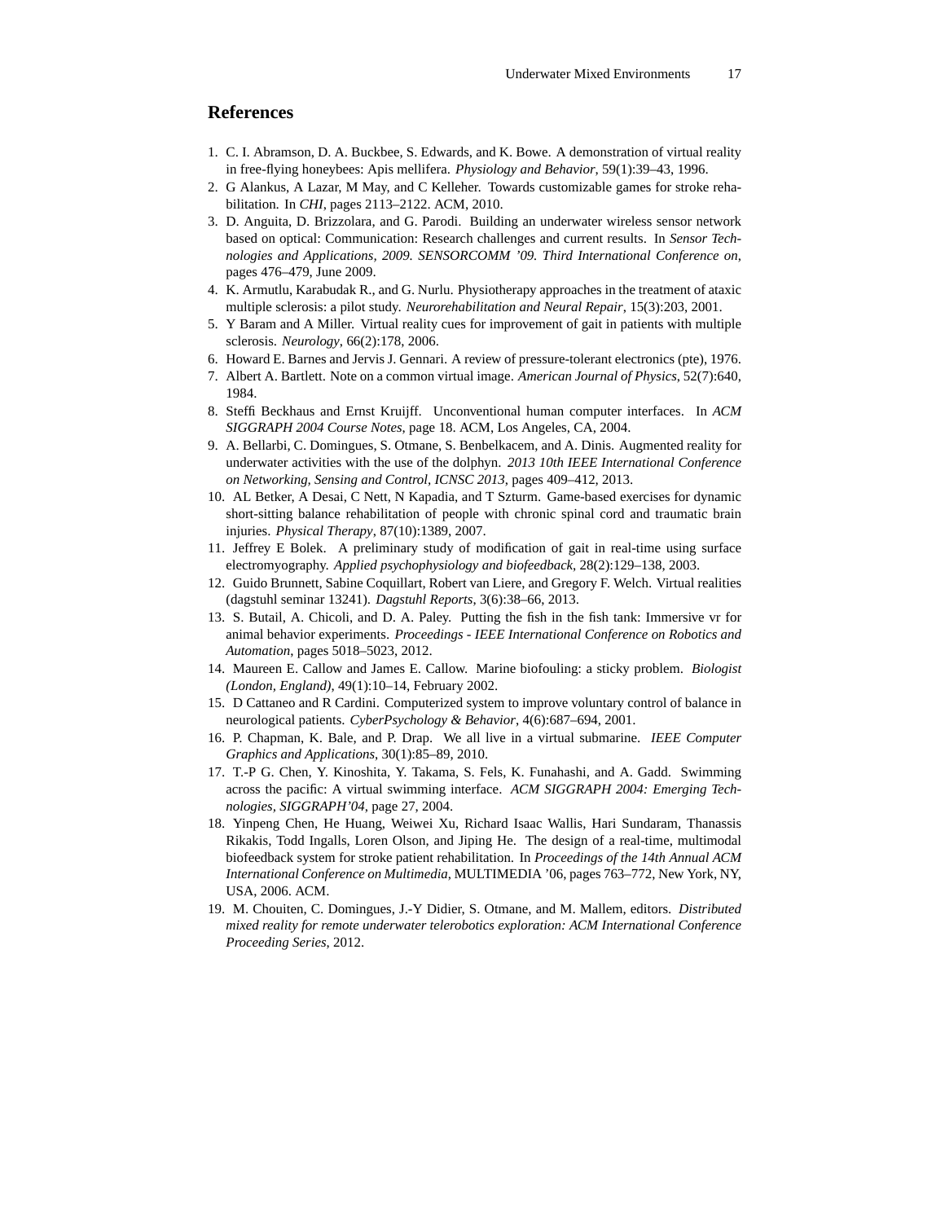## References

1. C. I. Abramson, D. A. Buckbee, S. Edwards, and K. Bowe. A demonstration of virtual reality in free-flying honeybees: Apis mellifera. *Physiology and Behavior*, 59(1):39–43, 1996.
2. G Alankus, A Lazar, M May, and C Kelleher. Towards customizable games for stroke rehabilitation. In *CHI*, pages 2113–2122. ACM, 2010.
3. D. Anguita, D. Brizzolara, and G. Parodi. Building an underwater wireless sensor network based on optical: Communication: Research challenges and current results. In *Sensor Technologies and Applications, 2009. SENSORCOMM '09. Third International Conference on*, pages 476–479, June 2009.
4. K. Armutlu, Karabudak R., and G. Nurlu. Physiotherapy approaches in the treatment of ataxic multiple sclerosis: a pilot study. *Neurorehabilitation and Neural Repair*, 15(3):203, 2001.
5. Y Baram and A Miller. Virtual reality cues for improvement of gait in patients with multiple sclerosis. *Neurology*, 66(2):178, 2006.
6. Howard E. Barnes and Jervis J. Gennari. A review of pressure-tolerant electronics (pte), 1976.
7. Albert A. Bartlett. Note on a common virtual image. *American Journal of Physics*, 52(7):640, 1984.
8. Steffi Beckhaus and Ernst Kruijff. Unconventional human computer interfaces. In *ACM SIGGRAPH 2004 Course Notes*, page 18. ACM, Los Angeles, CA, 2004.
9. A. Bellarbi, C. Domingues, S. Otmane, S. Benbelkacem, and A. Dinis. Augmented reality for underwater activities with the use of the dolphyn. *2013 10th IEEE International Conference on Networking, Sensing and Control, ICNSC 2013*, pages 409–412, 2013.
10. AL Betker, A Desai, C Nett, N Kapadia, and T Szturm. Game-based exercises for dynamic short-sitting balance rehabilitation of people with chronic spinal cord and traumatic brain injuries. *Physical Therapy*, 87(10):1389, 2007.
11. Jeffrey E Bolek. A preliminary study of modification of gait in real-time using surface electromyography. *Applied psychophysiology and biofeedback*, 28(2):129–138, 2003.
12. Guido Brunnett, Sabine Coquillart, Robert van Liere, and Gregory F. Welch. Virtual realities (dagstuhl seminar 13241). *Dagstuhl Reports*, 3(6):38–66, 2013.
13. S. Butail, A. Chicoli, and D. A. Paley. Putting the fish in the fish tank: Immersive vr for animal behavior experiments. *Proceedings - IEEE International Conference on Robotics and Automation*, pages 5018–5023, 2012.
14. Maureen E. Callow and James E. Callow. Marine biofouling: a sticky problem. *Biologist (London, England)*, 49(1):10–14, February 2002.
15. D Cattaneo and R Cardini. Computerized system to improve voluntary control of balance in neurological patients. *CyberPsychology & Behavior*, 4(6):687–694, 2001.
16. P. Chapman, K. Bale, and P. Drap. We all live in a virtual submarine. *IEEE Computer Graphics and Applications*, 30(1):85–89, 2010.
17. T.-P G. Chen, Y. Kinoshita, Y. Takama, S. Fels, K. Funahashi, and A. Gadd. Swimming across the pacific: A virtual swimming interface. *ACM SIGGRAPH 2004: Emerging Technologies, SIGGRAPH'04*, page 27, 2004.
18. Yinpeng Chen, He Huang, Weiwei Xu, Richard Isaac Wallis, Hari Sundaram, Thanassis Rikakis, Todd Ingalls, Loren Olson, and Jiping He. The design of a real-time, multimodal biofeedback system for stroke patient rehabilitation. In *Proceedings of the 14th Annual ACM International Conference on Multimedia*, MULTIMEDIA '06, pages 763–772, New York, NY, USA, 2006. ACM.
19. M. Chouiten, C. Domingues, J.-Y Didier, S. Otmane, and M. Mallem, editors. *Distributed mixed reality for remote underwater telerobotics exploration: ACM International Conference Proceeding Series*, 2012.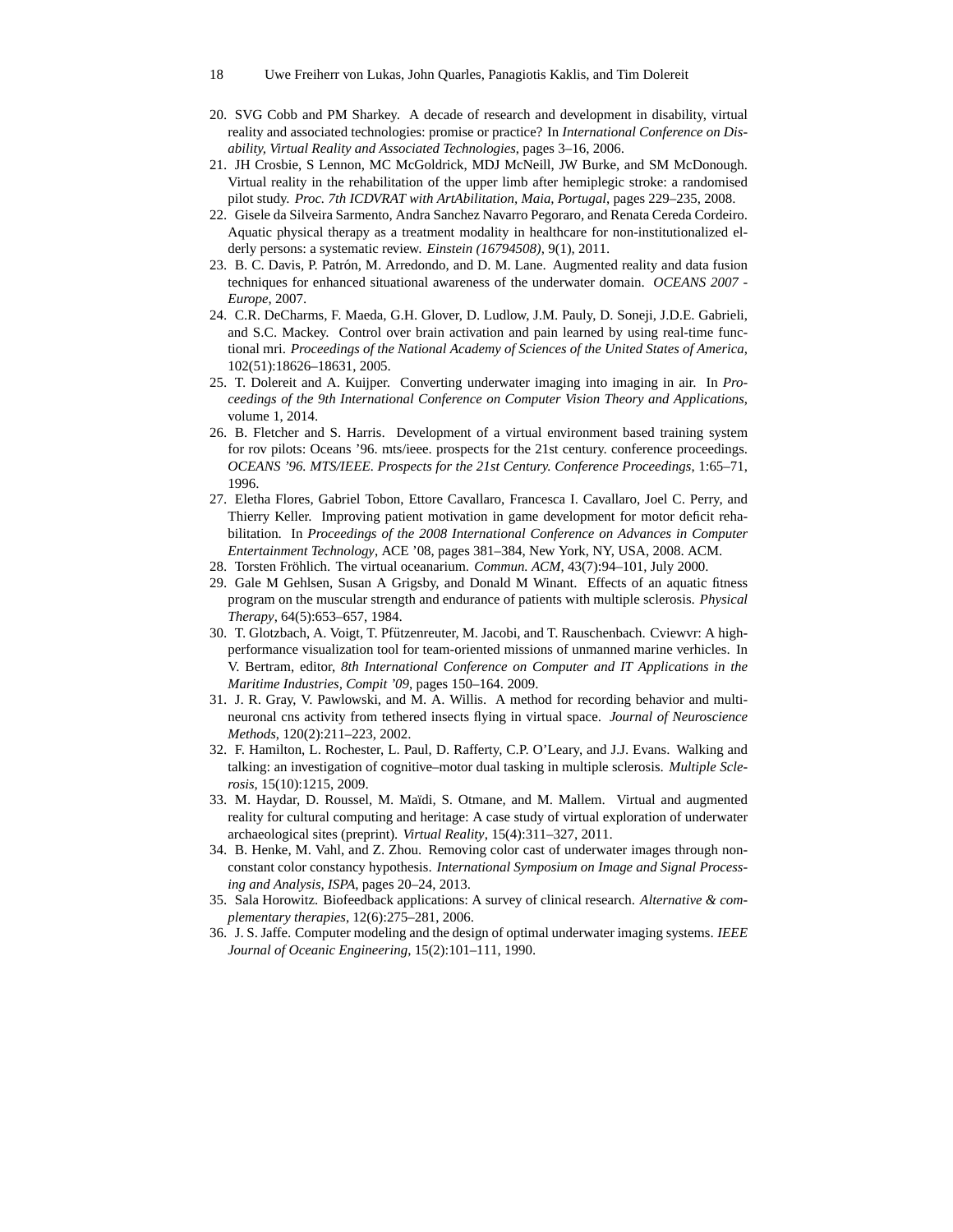20. SVG Cobb and PM Sharkey. A decade of research and development in disability, virtual reality and associated technologies: promise or practice? In *International Conference on Disability, Virtual Reality and Associated Technologies*, pages 3–16, 2006.
21. JH Crosbie, S Lennon, MC McGoldrick, MDJ McNeill, JW Burke, and SM McDonough. Virtual reality in the rehabilitation of the upper limb after hemiplegic stroke: a randomised pilot study. *Proc. 7th ICDVRAT with ArtAbilitation, Maia, Portugal*, pages 229–235, 2008.
22. Gisele da Silveira Sarmento, Andra Sanchez Navarro Pegoraro, and Renata Cereda Cordeiro. Aquatic physical therapy as a treatment modality in healthcare for non-institutionalized elderly persons: a systematic review. *Einstein (16794508)*, 9(1), 2011.
23. B. C. Davis, P. Patrón, M. Arredondo, and D. M. Lane. Augmented reality and data fusion techniques for enhanced situational awareness of the underwater domain. *OCEANS 2007 - Europe*, 2007.
24. C.R. DeCharms, F. Maeda, G.H. Glover, D. Ludlow, J.M. Pauly, D. Soneji, J.D.E. Gabrieli, and S.C. Mackey. Control over brain activation and pain learned by using real-time functional mri. *Proceedings of the National Academy of Sciences of the United States of America*, 102(51):18626–18631, 2005.
25. T. Dolereit and A. Kuijper. Converting underwater imaging into imaging in air. In *Proceedings of the 9th International Conference on Computer Vision Theory and Applications*, volume 1, 2014.
26. B. Fletcher and S. Harris. Development of a virtual environment based training system for rov pilots: Oceans '96. mts/ieee. prospects for the 21st century. conference proceedings. *OCEANS '96. MTS/IEEE. Prospects for the 21st Century. Conference Proceedings*, 1:65–71, 1996.
27. Eletha Flores, Gabriel Tobon, Ettore Cavallaro, Francesca I. Cavallaro, Joel C. Perry, and Thierry Keller. Improving patient motivation in game development for motor deficit rehabilitation. In *Proceedings of the 2008 International Conference on Advances in Computer Entertainment Technology*, ACE '08, pages 381–384, New York, NY, USA, 2008. ACM.
28. Torsten Fröhlich. The virtual oceanarium. *Commun. ACM*, 43(7):94–101, July 2000.
29. Gale M Gehlsen, Susan A Grigsby, and Donald M Winant. Effects of an aquatic fitness program on the muscular strength and endurance of patients with multiple sclerosis. *Physical Therapy*, 64(5):653–657, 1984.
30. T. Glotzbach, A. Voigt, T. Pfützenreuter, M. Jacobi, and T. Rauschenbach. Cviewvr: A high-performance visualization tool for team-oriented missions of unmanned marine verhicles. In V. Bertram, editor, *8th International Conference on Computer and IT Applications in the Maritime Industries, Compit '09*, pages 150–164. 2009.
31. J. R. Gray, V. Pawlowski, and M. A. Willis. A method for recording behavior and multineuronal cns activity from tethered insects flying in virtual space. *Journal of Neuroscience Methods*, 120(2):211–223, 2002.
32. F. Hamilton, L. Rochester, L. Paul, D. Rafferty, C.P. O'Leary, and J.J. Evans. Walking and talking: an investigation of cognitive–motor dual tasking in multiple sclerosis. *Multiple Sclerosis*, 15(10):1215, 2009.
33. M. Haydar, D. Roussel, M. Maïdi, S. Otmane, and M. Mallem. Virtual and augmented reality for cultural computing and heritage: A case study of virtual exploration of underwater archaeological sites (preprint). *Virtual Reality*, 15(4):311–327, 2011.
34. B. Henke, M. Vahl, and Z. Zhou. Removing color cast of underwater images through non-constant color constancy hypothesis. *International Symposium on Image and Signal Processing and Analysis, ISPA*, pages 20–24, 2013.
35. Sala Horowitz. Biofeedback applications: A survey of clinical research. *Alternative & complementary therapies*, 12(6):275–281, 2006.
36. J. S. Jaffe. Computer modeling and the design of optimal underwater imaging systems. *IEEE Journal of Oceanic Engineering*, 15(2):101–111, 1990.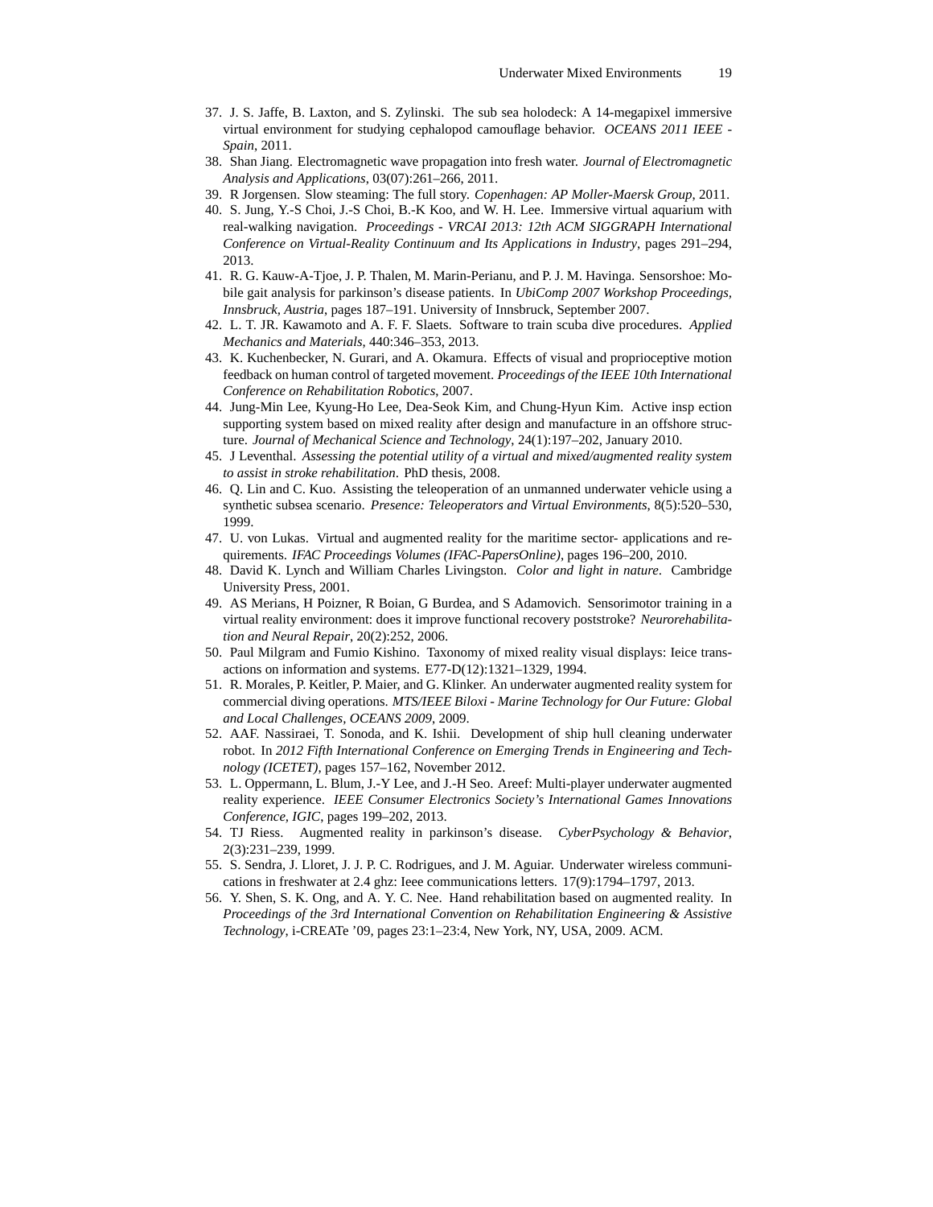37. J. S. Jaffe, B. Laxton, and S. Zylinski. The sub sea holodeck: A 14-megapixel immersive virtual environment for studying cephalopod camouflage behavior. *OCEANS 2011 IEEE - Spain*, 2011.
38. Shan Jiang. Electromagnetic wave propagation into fresh water. *Journal of Electromagnetic Analysis and Applications*, 03(07):261–266, 2011.
39. R Jorgensen. Slow steaming: The full story. *Copenhagen: AP Moller-Maersk Group*, 2011.
40. S. Jung, Y.-S Choi, J.-S Choi, B.-K Koo, and W. H. Lee. Immersive virtual aquarium with real-walking navigation. *Proceedings - VRCAI 2013: 12th ACM SIGGRAPH International Conference on Virtual-Reality Continuum and Its Applications in Industry*, pages 291–294, 2013.
41. R. G. Kauw-A-Tjoe, J. P. Thalen, M. Marin-Perianu, and P. J. M. Havinga. Sensorshoe: Mobile gait analysis for parkinson's disease patients. In *UbiComp 2007 Workshop Proceedings, Innsbruck, Austria*, pages 187–191. University of Innsbruck, September 2007.
42. L. T. JR. Kawamoto and A. F. F. Slaets. Software to train scuba dive procedures. *Applied Mechanics and Materials*, 440:346–353, 2013.
43. K. Kuchenbecker, N. Gurari, and A. Okamura. Effects of visual and proprioceptive motion feedback on human control of targeted movement. *Proceedings of the IEEE 10th International Conference on Rehabilitation Robotics*, 2007.
44. Jung-Min Lee, Kyung-Ho Lee, Dea-Seok Kim, and Chung-Hyun Kim. Active insp ection supporting system based on mixed reality after design and manufacture in an offshore structure. *Journal of Mechanical Science and Technology*, 24(1):197–202, January 2010.
45. J Leventhal. *Assessing the potential utility of a virtual and mixed/augmented reality system to assist in stroke rehabilitation*. PhD thesis, 2008.
46. Q. Lin and C. Kuo. Assisting the teleoperation of an unmanned underwater vehicle using a synthetic subsea scenario. *Presence: Teleoperators and Virtual Environments*, 8(5):520–530, 1999.
47. U. von Lukas. Virtual and augmented reality for the maritime sector- applications and requirements. *IFAC Proceedings Volumes (IFAC-PapersOnline)*, pages 196–200, 2010.
48. David K. Lynch and William Charles Livingston. *Color and light in nature*. Cambridge University Press, 2001.
49. AS Merians, H Poizner, R Boian, G Burdea, and S Adamovich. Sensorimotor training in a virtual reality environment: does it improve functional recovery poststroke? *Neurorehabilitation and Neural Repair*, 20(2):252, 2006.
50. Paul Milgram and Fumio Kishino. Taxonomy of mixed reality visual displays: Ieice transactions on information and systems. E77-D(12):1321–1329, 1994.
51. R. Morales, P. Keitler, P. Maier, and G. Klinker. An underwater augmented reality system for commercial diving operations. *MTS/IEEE Biloxi - Marine Technology for Our Future: Global and Local Challenges, OCEANS 2009*, 2009.
52. AAF. Nassiraei, T. Sonoda, and K. Ishii. Development of ship hull cleaning underwater robot. In *2012 Fifth International Conference on Emerging Trends in Engineering and Technology (ICETET)*, pages 157–162, November 2012.
53. L. Oppermann, L. Blum, J.-Y Lee, and J.-H Seo. Areef: Multi-player underwater augmented reality experience. *IEEE Consumer Electronics Society's International Games Innovations Conference, IGIC*, pages 199–202, 2013.
54. TJ Riess. Augmented reality in parkinson's disease. *CyberPsychology & Behavior*, 2(3):231–239, 1999.
55. S. Sendra, J. Lloret, J. J. P. C. Rodrigues, and J. M. Aguiar. Underwater wireless communications in freshwater at 2.4 ghz: Ieee communications letters. 17(9):1794–1797, 2013.
56. Y. Shen, S. K. Ong, and A. Y. C. Nee. Hand rehabilitation based on augmented reality. In *Proceedings of the 3rd International Convention on Rehabilitation Engineering & Assistive Technology*, i-CREATe '09, pages 23:1–23:4, New York, NY, USA, 2009. ACM.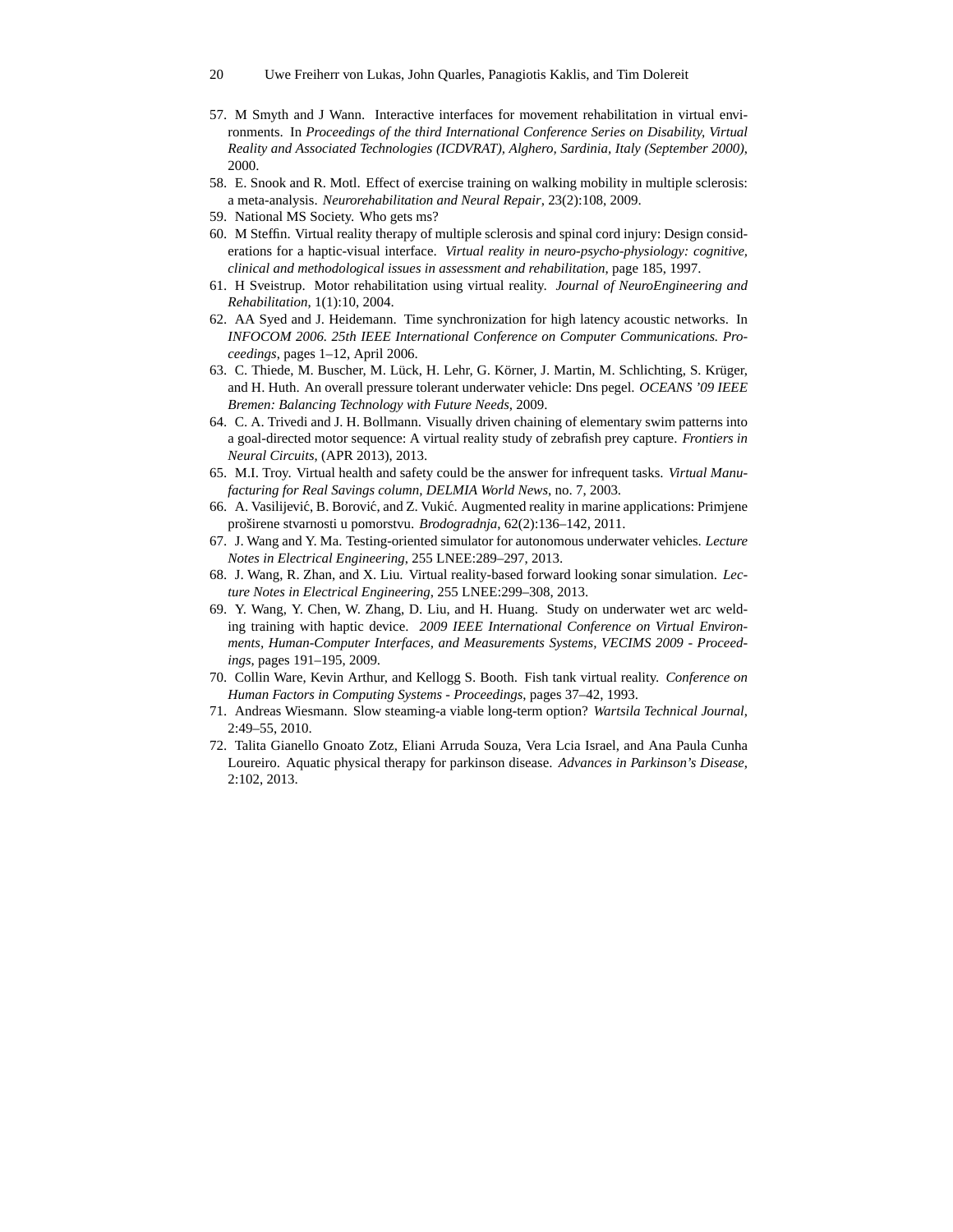57. M Smyth and J Wann. Interactive interfaces for movement rehabilitation in virtual environments. In *Proceedings of the third International Conference Series on Disability, Virtual Reality and Associated Technologies (ICDVRAT), Alghero, Sardinia, Italy (September 2000)*, 2000.
58. E. Snook and R. Motl. Effect of exercise training on walking mobility in multiple sclerosis: a meta-analysis. *Neurorehabilitation and Neural Repair*, 23(2):108, 2009.
59. National MS Society. Who gets ms?
60. M Steffin. Virtual reality therapy of multiple sclerosis and spinal cord injury: Design considerations for a haptic-visual interface. *Virtual reality in neuro-psycho-physiology: cognitive, clinical and methodological issues in assessment and rehabilitation*, page 185, 1997.
61. H Sveistrup. Motor rehabilitation using virtual reality. *Journal of NeuroEngineering and Rehabilitation*, 1(1):10, 2004.
62. AA Syed and J. Heidemann. Time synchronization for high latency acoustic networks. In *INFOCOM 2006. 25th IEEE International Conference on Computer Communications. Proceedings*, pages 1–12, April 2006.
63. C. Thiede, M. Buscher, M. Lück, H. Lehr, G. Körner, J. Martin, M. Schlichting, S. Krüger, and H. Huth. An overall pressure tolerant underwater vehicle: Dns pegel. *OCEANS '09 IEEE Bremen: Balancing Technology with Future Needs*, 2009.
64. C. A. Trivedi and J. H. Bollmann. Visually driven chaining of elementary swim patterns into a goal-directed motor sequence: A virtual reality study of zebrafish prey capture. *Frontiers in Neural Circuits*, (APR 2013), 2013.
65. M.I. Troy. Virtual health and safety could be the answer for infrequent tasks. *Virtual Manufacturing for Real Savings column, DELMIA World News*, no. 7, 2003.
66. A. Vasilijević, B. Borović, and Z. Vukić. Augmented reality in marine applications: Primjene proširene stvarnosti u pomorstvu. *Brodogradnja*, 62(2):136–142, 2011.
67. J. Wang and Y. Ma. Testing-oriented simulator for autonomous underwater vehicles. *Lecture Notes in Electrical Engineering*, 255 LNEE:289–297, 2013.
68. J. Wang, R. Zhan, and X. Liu. Virtual reality-based forward looking sonar simulation. *Lecture Notes in Electrical Engineering*, 255 LNEE:299–308, 2013.
69. Y. Wang, Y. Chen, W. Zhang, D. Liu, and H. Huang. Study on underwater wet arc welding training with haptic device. *2009 IEEE International Conference on Virtual Environments, Human-Computer Interfaces, and Measurements Systems, VECIMS 2009 - Proceedings*, pages 191–195, 2009.
70. Collin Ware, Kevin Arthur, and Kellogg S. Booth. Fish tank virtual reality. *Conference on Human Factors in Computing Systems - Proceedings*, pages 37–42, 1993.
71. Andreas Wiesmann. Slow steaming-a viable long-term option? *Wartsila Technical Journal*, 2:49–55, 2010.
72. Talita Gianello Gnoato Zotz, Eliani Arruda Souza, Vera Lcia Israel, and Ana Paula Cunha Loureiro. Aquatic physical therapy for parkinson disease. *Advances in Parkinson's Disease*, 2:102, 2013.